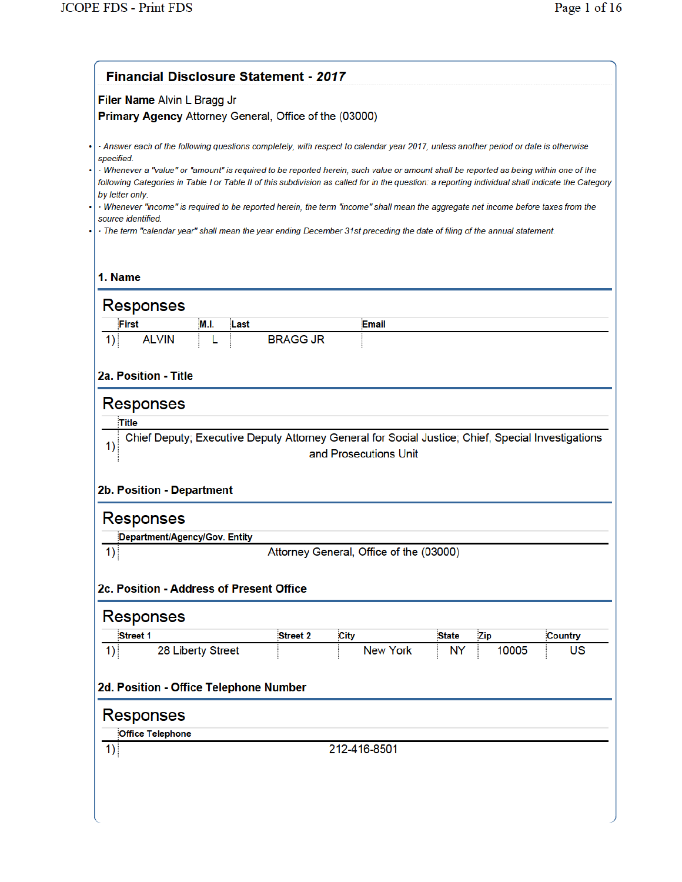## Financial Disclosure Statement - *2017*

**Filer Name** Alvin L Bragg Jr
**Primary Agency** Attorney General, Office of the (03000)

- *· Answer each of the following questions completely, with respect to calendar year 2017, unless another period or date is otherwise specified.*
- *· Whenever a "value" or "amount" is required to be reported herein, such value or amount shall be reported as being within one of the following Categories in Table I or Table II of this subdivision as called for in the question: a reporting individual shall indicate the Category by letter only.*
- *· Whenever "income" is required to be reported herein, the term "income" shall mean the aggregate net income before taxes from the source identified.*
- *· The term "calendar year" shall mean the year ending December 31st preceding the date of filing of the annual statement.*

### 1. Name

**Responses**

| | First | M.I. | Last | Email |
|---|---|---|---|---|
| 1) | ALVIN | L | BRAGG JR | |

### 2a. Position - Title

**Responses**

| | Title |
|---|---|
| 1) | Chief Deputy; Executive Deputy Attorney General for Social Justice; Chief, Special Investigations and Prosecutions Unit |

### 2b. Position - Department

**Responses**

| | Department/Agency/Gov. Entity |
|---|---|
| 1) | Attorney General, Office of the (03000) |

### 2c. Position - Address of Present Office

**Responses**

| | Street 1 | Street 2 | City | State | Zip | Country |
|---|---|---|---|---|---|---|
| 1) | 28 Liberty Street | | New York | NY | 10005 | US |

### 2d. Position - Office Telephone Number

**Responses**

| | Office Telephone |
|---|---|
| 1) | 212-416-8501 |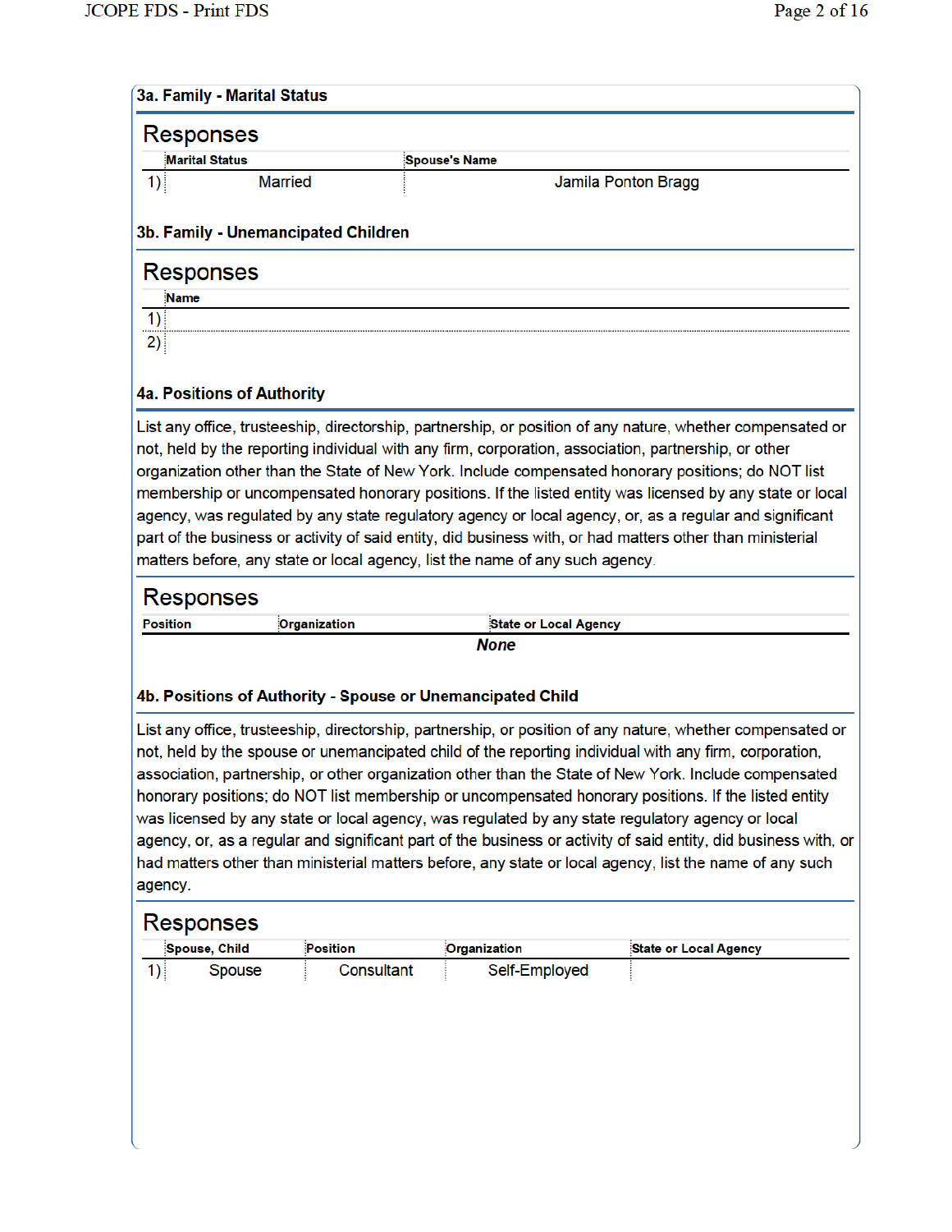## 3a. Family - Marital Status

### Responses

| | Marital Status | Spouse's Name |
|---|---|---|
| 1) | Married | Jamila Ponton Bragg |

## 3b. Family - Unemancipated Children

### Responses

| | Name |
|---|---|
| 1) | |
| 2) | |

## 4a. Positions of Authority

List any office, trusteeship, directorship, partnership, or position of any nature, whether compensated or not, held by the reporting individual with any firm, corporation, association, partnership, or other organization other than the State of New York. Include compensated honorary positions; do NOT list membership or uncompensated honorary positions. If the listed entity was licensed by any state or local agency, was regulated by any state regulatory agency or local agency, or, as a regular and significant part of the business or activity of said entity, did business with, or had matters other than ministerial matters before, any state or local agency, list the name of any such agency.

### Responses

| Position | Organization | State or Local Agency |
|---|---|---|
| | ***None*** | |

## 4b. Positions of Authority - Spouse or Unemancipated Child

List any office, trusteeship, directorship, partnership, or position of any nature, whether compensated or not, held by the spouse or unemancipated child of the reporting individual with any firm, corporation, association, partnership, or other organization other than the State of New York. Include compensated honorary positions; do NOT list membership or uncompensated honorary positions. If the listed entity was licensed by any state or local agency, was regulated by any state regulatory agency or local agency, or, as a regular and significant part of the business or activity of said entity, did business with, or had matters other than ministerial matters before, any state or local agency, list the name of any such agency.

### Responses

| | Spouse, Child | Position | Organization | State or Local Agency |
|---|---|---|---|---|
| 1) | Spouse | Consultant | Self-Employed | |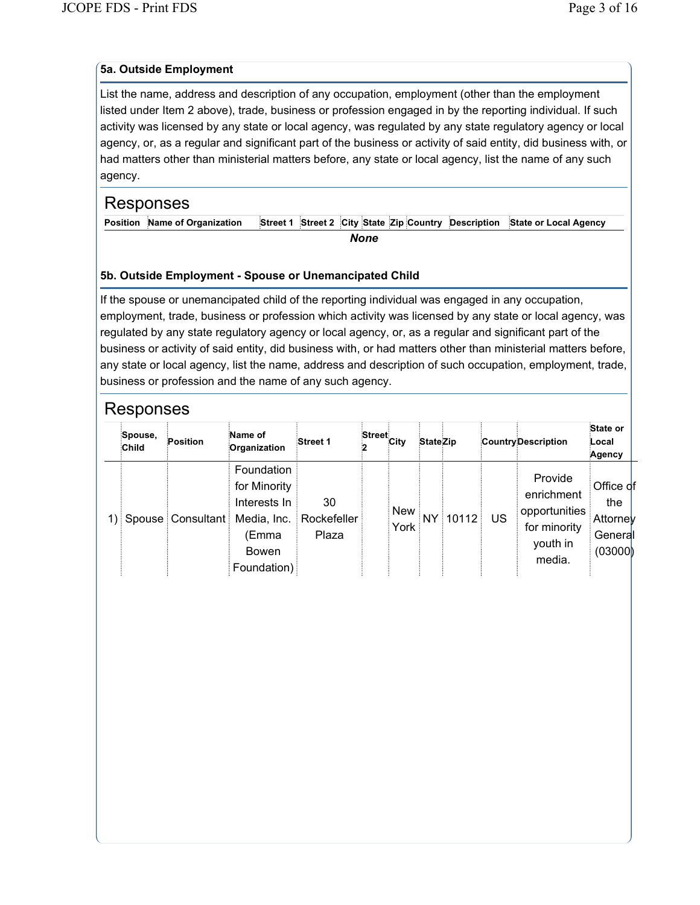### 5a. Outside Employment

List the name, address and description of any occupation, employment (other than the employment listed under Item 2 above), trade, business or profession engaged in by the reporting individual. If such activity was licensed by any state or local agency, was regulated by any state regulatory agency or local agency, or, as a regular and significant part of the business or activity of said entity, did business with, or had matters other than ministerial matters before, any state or local agency, list the name of any such agency.

## Responses

| Position | Name of Organization | Street 1 | Street 2 | City | State | Zip | Country | Description | State or Local Agency |
|---|---|---|---|---|---|---|---|---|---|
| | | | | ***None*** | | | | | |

### 5b. Outside Employment - Spouse or Unemancipated Child

If the spouse or unemancipated child of the reporting individual was engaged in any occupation, employment, trade, business or profession which activity was licensed by any state or local agency, was regulated by any state regulatory agency or local agency, or, as a regular and significant part of the business or activity of said entity, did business with, or had matters other than ministerial matters before, any state or local agency, list the name, address and description of such occupation, employment, trade, business or profession and the name of any such agency.

## Responses

| | Spouse, Child | Position | Name of Organization | Street 1 | Street 2 | City | State | Zip | Country | Description | State or Local Agency |
|---|---|---|---|---|---|---|---|---|---|---|---|
| 1) | Spouse | Consultant | Foundation for Minority Interests In Media, Inc. (Emma Bowen Foundation) | 30 Rockefeller Plaza | | New York | NY | 10112 | US | Provide enrichment opportunities for minority youth in media. | Office of the Attorney General (03000) |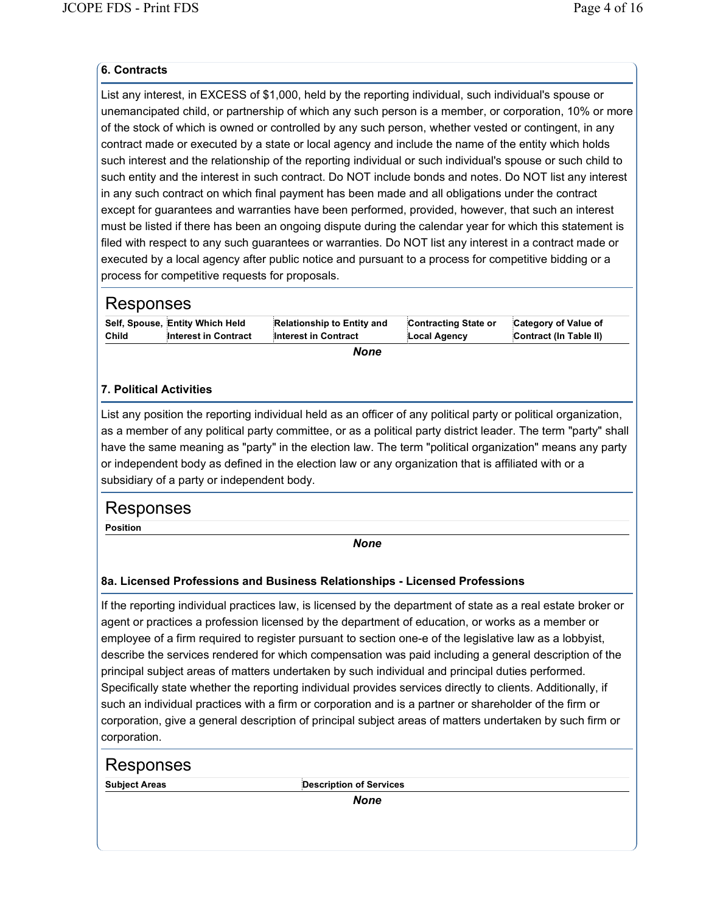### 6. Contracts

List any interest, in EXCESS of $1,000, held by the reporting individual, such individual's spouse or unemancipated child, or partnership of which any such person is a member, or corporation, 10% or more of the stock of which is owned or controlled by any such person, whether vested or contingent, in any contract made or executed by a state or local agency and include the name of the entity which holds such interest and the relationship of the reporting individual or such individual's spouse or such child to such entity and the interest in such contract. Do NOT include bonds and notes. Do NOT list any interest in any such contract on which final payment has been made and all obligations under the contract except for guarantees and warranties have been performed, provided, however, that such an interest must be listed if there has been an ongoing dispute during the calendar year for which this statement is filed with respect to any such guarantees or warranties. Do NOT list any interest in a contract made or executed by a local agency after public notice and pursuant to a process for competitive bidding or a process for competitive requests for proposals.

## Responses

| Self, Spouse, Child | Entity Which Held Interest in Contract | Relationship to Entity and Interest in Contract | Contracting State or Local Agency | Category of Value of Contract (In Table II) |
|---|---|---|---|---|

***None***

### 7. Political Activities

List any position the reporting individual held as an officer of any political party or political organization, as a member of any political party committee, or as a political party district leader. The term "party" shall have the same meaning as "party" in the election law. The term "political organization" means any party or independent body as defined in the election law or any organization that is affiliated with or a subsidiary of a party or independent body.

## Responses

| Position |
|---|

***None***

### 8a. Licensed Professions and Business Relationships - Licensed Professions

If the reporting individual practices law, is licensed by the department of state as a real estate broker or agent or practices a profession licensed by the department of education, or works as a member or employee of a firm required to register pursuant to section one-e of the legislative law as a lobbyist, describe the services rendered for which compensation was paid including a general description of the principal subject areas of matters undertaken by such individual and principal duties performed. Specifically state whether the reporting individual provides services directly to clients. Additionally, if such an individual practices with a firm or corporation and is a partner or shareholder of the firm or corporation, give a general description of principal subject areas of matters undertaken by such firm or corporation.

## Responses

| Subject Areas | Description of Services |
|---|---|

***None***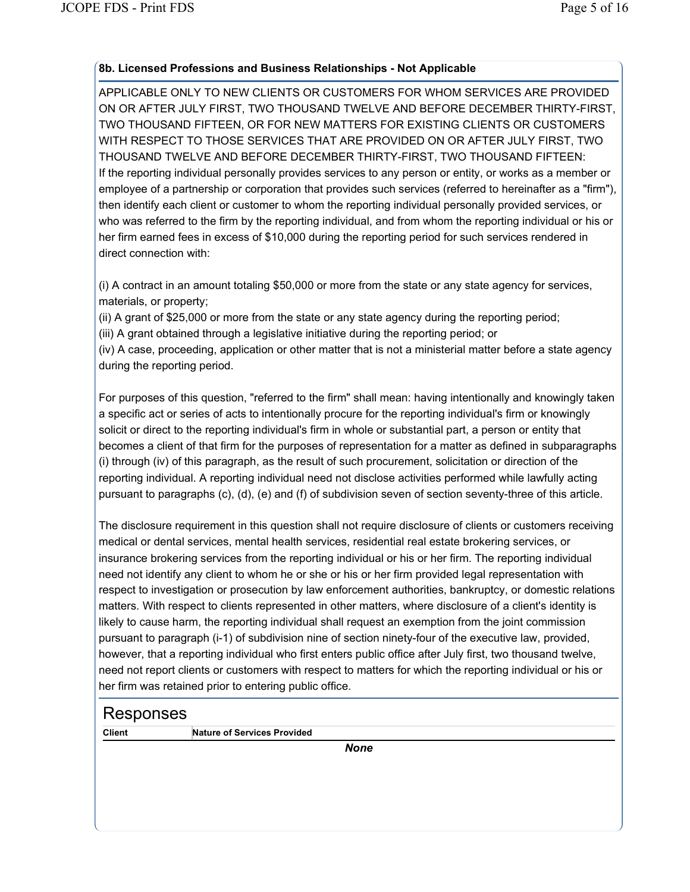### 8b. Licensed Professions and Business Relationships - Not Applicable

APPLICABLE ONLY TO NEW CLIENTS OR CUSTOMERS FOR WHOM SERVICES ARE PROVIDED ON OR AFTER JULY FIRST, TWO THOUSAND TWELVE AND BEFORE DECEMBER THIRTY-FIRST, TWO THOUSAND FIFTEEN, OR FOR NEW MATTERS FOR EXISTING CLIENTS OR CUSTOMERS WITH RESPECT TO THOSE SERVICES THAT ARE PROVIDED ON OR AFTER JULY FIRST, TWO THOUSAND TWELVE AND BEFORE DECEMBER THIRTY-FIRST, TWO THOUSAND FIFTEEN:
If the reporting individual personally provides services to any person or entity, or works as a member or employee of a partnership or corporation that provides such services (referred to hereinafter as a "firm"), then identify each client or customer to whom the reporting individual personally provided services, or who was referred to the firm by the reporting individual, and from whom the reporting individual or his or her firm earned fees in excess of $10,000 during the reporting period for such services rendered in direct connection with:

(i) A contract in an amount totaling $50,000 or more from the state or any state agency for services, materials, or property;
(ii) A grant of $25,000 or more from the state or any state agency during the reporting period;
(iii) A grant obtained through a legislative initiative during the reporting period; or
(iv) A case, proceeding, application or other matter that is not a ministerial matter before a state agency during the reporting period.

For purposes of this question, "referred to the firm" shall mean: having intentionally and knowingly taken a specific act or series of acts to intentionally procure for the reporting individual's firm or knowingly solicit or direct to the reporting individual's firm in whole or substantial part, a person or entity that becomes a client of that firm for the purposes of representation for a matter as defined in subparagraphs (i) through (iv) of this paragraph, as the result of such procurement, solicitation or direction of the reporting individual. A reporting individual need not disclose activities performed while lawfully acting pursuant to paragraphs (c), (d), (e) and (f) of subdivision seven of section seventy-three of this article.

The disclosure requirement in this question shall not require disclosure of clients or customers receiving medical or dental services, mental health services, residential real estate brokering services, or insurance brokering services from the reporting individual or his or her firm. The reporting individual need not identify any client to whom he or she or his or her firm provided legal representation with respect to investigation or prosecution by law enforcement authorities, bankruptcy, or domestic relations matters. With respect to clients represented in other matters, where disclosure of a client's identity is likely to cause harm, the reporting individual shall request an exemption from the joint commission pursuant to paragraph (i-1) of subdivision nine of section ninety-four of the executive law, provided, however, that a reporting individual who first enters public office after July first, two thousand twelve, need not report clients or customers with respect to matters for which the reporting individual or his or her firm was retained prior to entering public office.

## Responses

| Client | Nature of Services Provided |
|---|---|
| | ***None*** |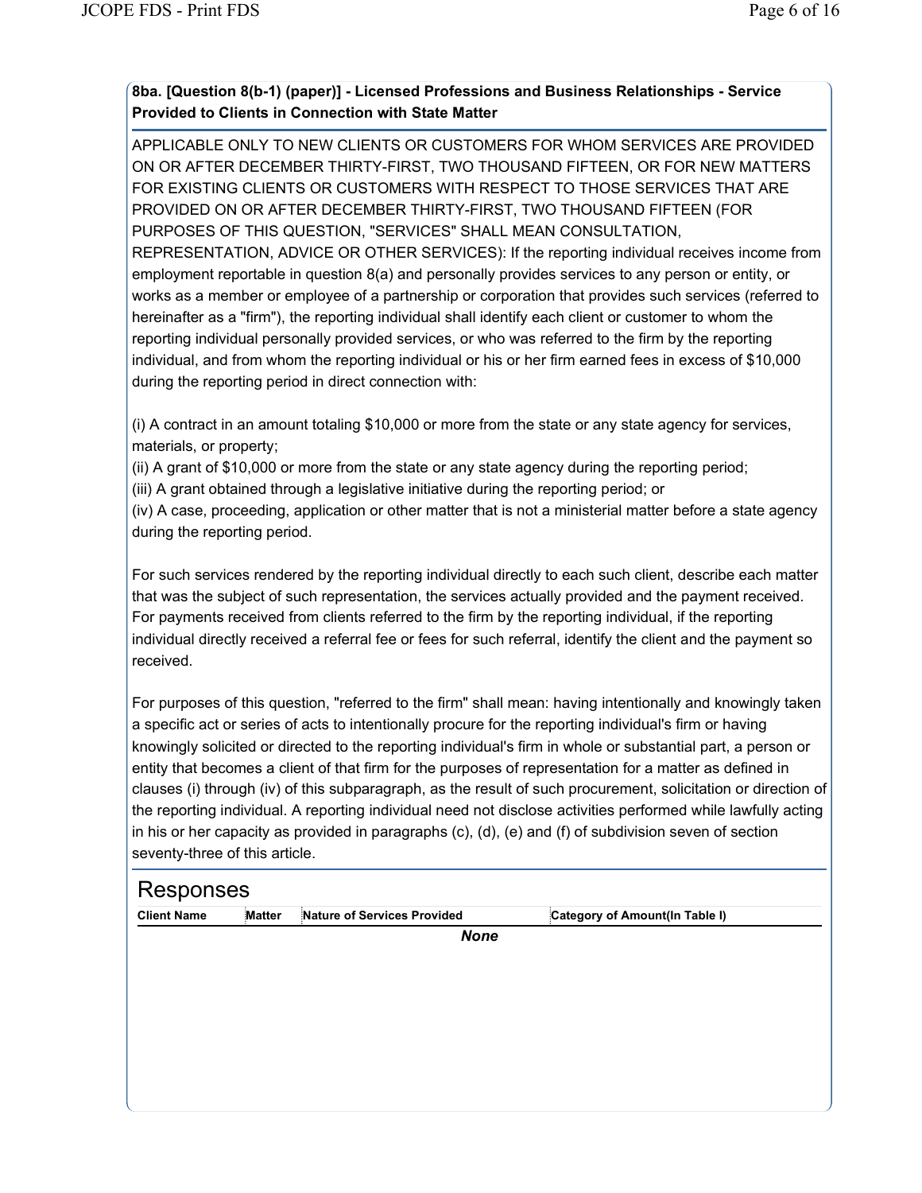### 8ba. [Question 8(b-1) (paper)] - Licensed Professions and Business Relationships - Service Provided to Clients in Connection with State Matter

APPLICABLE ONLY TO NEW CLIENTS OR CUSTOMERS FOR WHOM SERVICES ARE PROVIDED ON OR AFTER DECEMBER THIRTY-FIRST, TWO THOUSAND FIFTEEN, OR FOR NEW MATTERS FOR EXISTING CLIENTS OR CUSTOMERS WITH RESPECT TO THOSE SERVICES THAT ARE PROVIDED ON OR AFTER DECEMBER THIRTY-FIRST, TWO THOUSAND FIFTEEN (FOR PURPOSES OF THIS QUESTION, "SERVICES" SHALL MEAN CONSULTATION, REPRESENTATION, ADVICE OR OTHER SERVICES): If the reporting individual receives income from employment reportable in question 8(a) and personally provides services to any person or entity, or works as a member or employee of a partnership or corporation that provides such services (referred to hereinafter as a "firm"), the reporting individual shall identify each client or customer to whom the reporting individual personally provided services, or who was referred to the firm by the reporting individual, and from whom the reporting individual or his or her firm earned fees in excess of $10,000 during the reporting period in direct connection with:

(i) A contract in an amount totaling $10,000 or more from the state or any state agency for services, materials, or property;
(ii) A grant of $10,000 or more from the state or any state agency during the reporting period;
(iii) A grant obtained through a legislative initiative during the reporting period; or
(iv) A case, proceeding, application or other matter that is not a ministerial matter before a state agency during the reporting period.

For such services rendered by the reporting individual directly to each such client, describe each matter that was the subject of such representation, the services actually provided and the payment received. For payments received from clients referred to the firm by the reporting individual, if the reporting individual directly received a referral fee or fees for such referral, identify the client and the payment so received.

For purposes of this question, "referred to the firm" shall mean: having intentionally and knowingly taken a specific act or series of acts to intentionally procure for the reporting individual's firm or having knowingly solicited or directed to the reporting individual's firm in whole or substantial part, a person or entity that becomes a client of that firm for the purposes of representation for a matter as defined in clauses (i) through (iv) of this subparagraph, as the result of such procurement, solicitation or direction of the reporting individual. A reporting individual need not disclose activities performed while lawfully acting in his or her capacity as provided in paragraphs (c), (d), (e) and (f) of subdivision seven of section seventy-three of this article.

## Responses

| Client Name | Matter | Nature of Services Provided | Category of Amount(In Table I) |
|---|---|---|---|
| | | ***None*** | |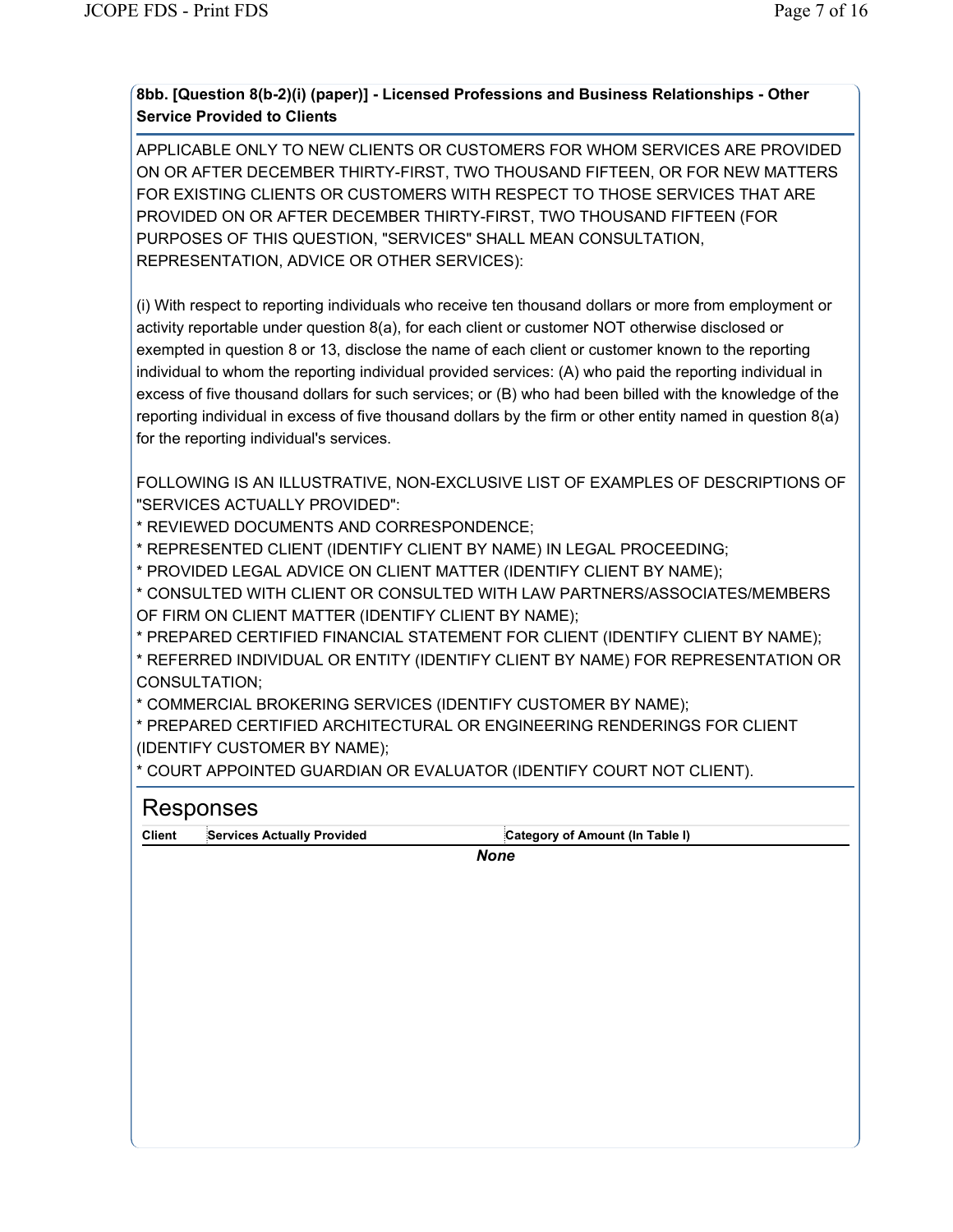**8bb. [Question 8(b-2)(i) (paper)] - Licensed Professions and Business Relationships - Other Service Provided to Clients**

APPLICABLE ONLY TO NEW CLIENTS OR CUSTOMERS FOR WHOM SERVICES ARE PROVIDED ON OR AFTER DECEMBER THIRTY-FIRST, TWO THOUSAND FIFTEEN, OR FOR NEW MATTERS FOR EXISTING CLIENTS OR CUSTOMERS WITH RESPECT TO THOSE SERVICES THAT ARE PROVIDED ON OR AFTER DECEMBER THIRTY-FIRST, TWO THOUSAND FIFTEEN (FOR PURPOSES OF THIS QUESTION, "SERVICES" SHALL MEAN CONSULTATION, REPRESENTATION, ADVICE OR OTHER SERVICES):

(i) With respect to reporting individuals who receive ten thousand dollars or more from employment or activity reportable under question 8(a), for each client or customer NOT otherwise disclosed or exempted in question 8 or 13, disclose the name of each client or customer known to the reporting individual to whom the reporting individual provided services: (A) who paid the reporting individual in excess of five thousand dollars for such services; or (B) who had been billed with the knowledge of the reporting individual in excess of five thousand dollars by the firm or other entity named in question 8(a) for the reporting individual's services.

FOLLOWING IS AN ILLUSTRATIVE, NON-EXCLUSIVE LIST OF EXAMPLES OF DESCRIPTIONS OF "SERVICES ACTUALLY PROVIDED":

* REVIEWED DOCUMENTS AND CORRESPONDENCE;
* REPRESENTED CLIENT (IDENTIFY CLIENT BY NAME) IN LEGAL PROCEEDING;
* PROVIDED LEGAL ADVICE ON CLIENT MATTER (IDENTIFY CLIENT BY NAME);
* CONSULTED WITH CLIENT OR CONSULTED WITH LAW PARTNERS/ASSOCIATES/MEMBERS OF FIRM ON CLIENT MATTER (IDENTIFY CLIENT BY NAME);
* PREPARED CERTIFIED FINANCIAL STATEMENT FOR CLIENT (IDENTIFY CLIENT BY NAME);
* REFERRED INDIVIDUAL OR ENTITY (IDENTIFY CLIENT BY NAME) FOR REPRESENTATION OR CONSULTATION;
* COMMERCIAL BROKERING SERVICES (IDENTIFY CUSTOMER BY NAME);
* PREPARED CERTIFIED ARCHITECTURAL OR ENGINEERING RENDERINGS FOR CLIENT (IDENTIFY CUSTOMER BY NAME);
* COURT APPOINTED GUARDIAN OR EVALUATOR (IDENTIFY COURT NOT CLIENT).

## Responses

| Client | Services Actually Provided | Category of Amount (In Table I) |
|---|---|---|

***None***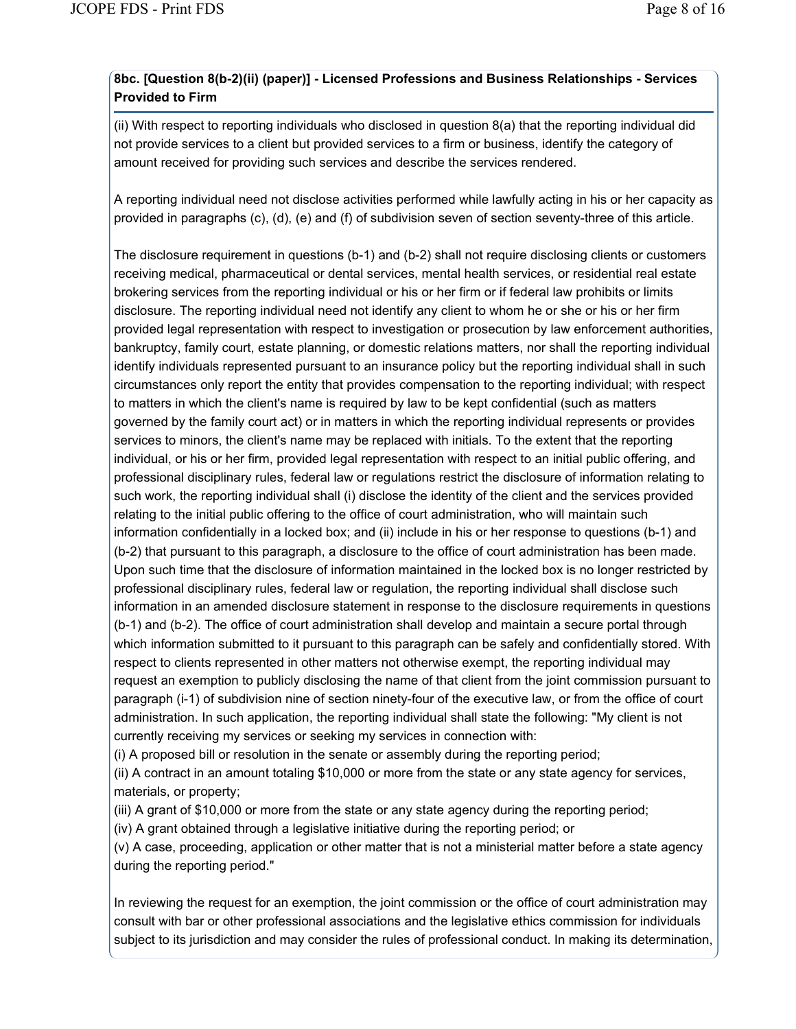### 8bc. [Question 8(b-2)(ii) (paper)] - Licensed Professions and Business Relationships - Services Provided to Firm

(ii) With respect to reporting individuals who disclosed in question 8(a) that the reporting individual did not provide services to a client but provided services to a firm or business, identify the category of amount received for providing such services and describe the services rendered.

A reporting individual need not disclose activities performed while lawfully acting in his or her capacity as provided in paragraphs (c), (d), (e) and (f) of subdivision seven of section seventy-three of this article.

The disclosure requirement in questions (b-1) and (b-2) shall not require disclosing clients or customers receiving medical, pharmaceutical or dental services, mental health services, or residential real estate brokering services from the reporting individual or his or her firm or if federal law prohibits or limits disclosure. The reporting individual need not identify any client to whom he or she or his or her firm provided legal representation with respect to investigation or prosecution by law enforcement authorities, bankruptcy, family court, estate planning, or domestic relations matters, nor shall the reporting individual identify individuals represented pursuant to an insurance policy but the reporting individual shall in such circumstances only report the entity that provides compensation to the reporting individual; with respect to matters in which the client's name is required by law to be kept confidential (such as matters governed by the family court act) or in matters in which the reporting individual represents or provides services to minors, the client's name may be replaced with initials. To the extent that the reporting individual, or his or her firm, provided legal representation with respect to an initial public offering, and professional disciplinary rules, federal law or regulations restrict the disclosure of information relating to such work, the reporting individual shall (i) disclose the identity of the client and the services provided relating to the initial public offering to the office of court administration, who will maintain such information confidentially in a locked box; and (ii) include in his or her response to questions (b-1) and (b-2) that pursuant to this paragraph, a disclosure to the office of court administration has been made. Upon such time that the disclosure of information maintained in the locked box is no longer restricted by professional disciplinary rules, federal law or regulation, the reporting individual shall disclose such information in an amended disclosure statement in response to the disclosure requirements in questions (b-1) and (b-2). The office of court administration shall develop and maintain a secure portal through which information submitted to it pursuant to this paragraph can be safely and confidentially stored. With respect to clients represented in other matters not otherwise exempt, the reporting individual may request an exemption to publicly disclosing the name of that client from the joint commission pursuant to paragraph (i-1) of subdivision nine of section ninety-four of the executive law, or from the office of court administration. In such application, the reporting individual shall state the following: "My client is not currently receiving my services or seeking my services in connection with:

(i) A proposed bill or resolution in the senate or assembly during the reporting period;

(ii) A contract in an amount totaling $10,000 or more from the state or any state agency for services, materials, or property;

(iii) A grant of $10,000 or more from the state or any state agency during the reporting period;

(iv) A grant obtained through a legislative initiative during the reporting period; or

(v) A case, proceeding, application or other matter that is not a ministerial matter before a state agency during the reporting period."

In reviewing the request for an exemption, the joint commission or the office of court administration may consult with bar or other professional associations and the legislative ethics commission for individuals subject to its jurisdiction and may consider the rules of professional conduct. In making its determination,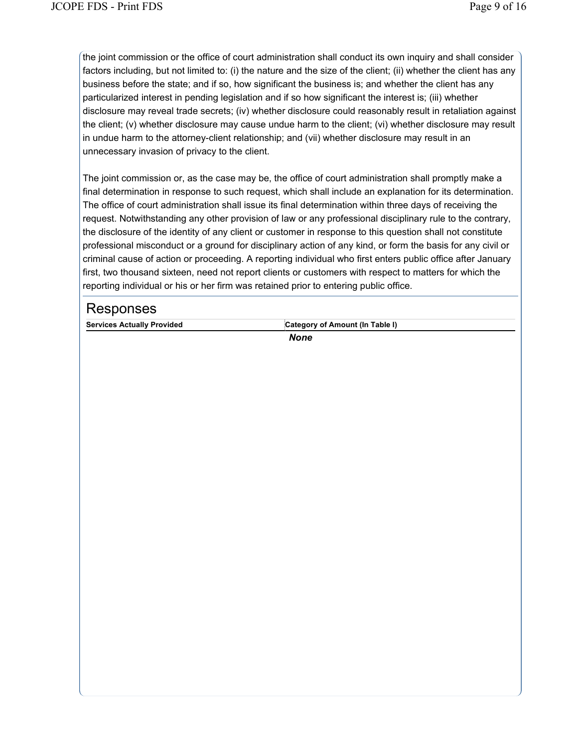the joint commission or the office of court administration shall conduct its own inquiry and shall consider factors including, but not limited to: (i) the nature and the size of the client; (ii) whether the client has any business before the state; and if so, how significant the business is; and whether the client has any particularized interest in pending legislation and if so how significant the interest is; (iii) whether disclosure may reveal trade secrets; (iv) whether disclosure could reasonably result in retaliation against the client; (v) whether disclosure may cause undue harm to the client; (vi) whether disclosure may result in undue harm to the attorney-client relationship; and (vii) whether disclosure may result in an unnecessary invasion of privacy to the client.

The joint commission or, as the case may be, the office of court administration shall promptly make a final determination in response to such request, which shall include an explanation for its determination. The office of court administration shall issue its final determination within three days of receiving the request. Notwithstanding any other provision of law or any professional disciplinary rule to the contrary, the disclosure of the identity of any client or customer in response to this question shall not constitute professional misconduct or a ground for disciplinary action of any kind, or form the basis for any civil or criminal cause of action or proceeding. A reporting individual who first enters public office after January first, two thousand sixteen, need not report clients or customers with respect to matters for which the reporting individual or his or her firm was retained prior to entering public office.

## Responses

| Services Actually Provided | Category of Amount (In Table I) |
| --- | --- |
| | ***None*** |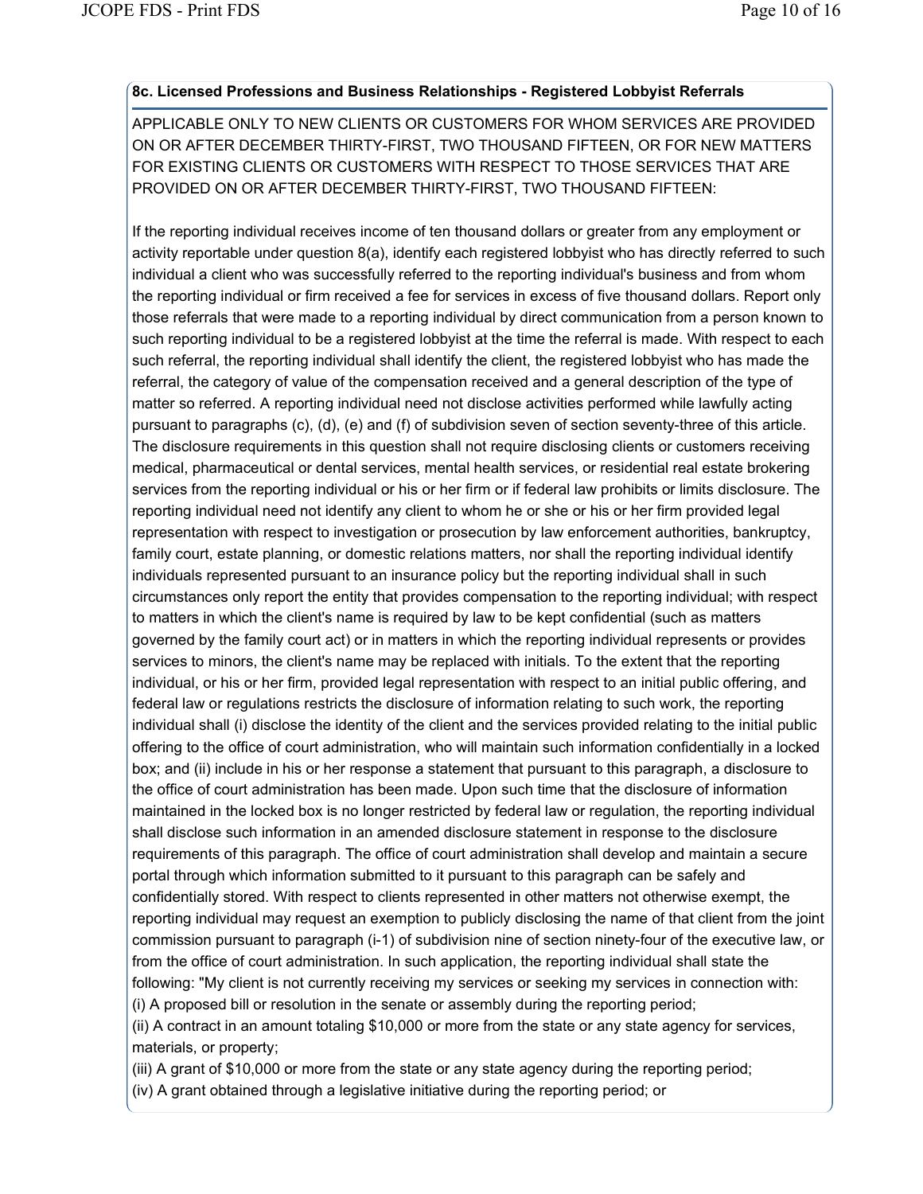### 8c. Licensed Professions and Business Relationships - Registered Lobbyist Referrals

APPLICABLE ONLY TO NEW CLIENTS OR CUSTOMERS FOR WHOM SERVICES ARE PROVIDED ON OR AFTER DECEMBER THIRTY-FIRST, TWO THOUSAND FIFTEEN, OR FOR NEW MATTERS FOR EXISTING CLIENTS OR CUSTOMERS WITH RESPECT TO THOSE SERVICES THAT ARE PROVIDED ON OR AFTER DECEMBER THIRTY-FIRST, TWO THOUSAND FIFTEEN:

If the reporting individual receives income of ten thousand dollars or greater from any employment or activity reportable under question 8(a), identify each registered lobbyist who has directly referred to such individual a client who was successfully referred to the reporting individual's business and from whom the reporting individual or firm received a fee for services in excess of five thousand dollars. Report only those referrals that were made to a reporting individual by direct communication from a person known to such reporting individual to be a registered lobbyist at the time the referral is made. With respect to each such referral, the reporting individual shall identify the client, the registered lobbyist who has made the referral, the category of value of the compensation received and a general description of the type of matter so referred. A reporting individual need not disclose activities performed while lawfully acting pursuant to paragraphs (c), (d), (e) and (f) of subdivision seven of section seventy-three of this article. The disclosure requirements in this question shall not require disclosing clients or customers receiving medical, pharmaceutical or dental services, mental health services, or residential real estate brokering services from the reporting individual or his or her firm or if federal law prohibits or limits disclosure. The reporting individual need not identify any client to whom he or she or his or her firm provided legal representation with respect to investigation or prosecution by law enforcement authorities, bankruptcy, family court, estate planning, or domestic relations matters, nor shall the reporting individual identify individuals represented pursuant to an insurance policy but the reporting individual shall in such circumstances only report the entity that provides compensation to the reporting individual; with respect to matters in which the client's name is required by law to be kept confidential (such as matters governed by the family court act) or in matters in which the reporting individual represents or provides services to minors, the client's name may be replaced with initials. To the extent that the reporting individual, or his or her firm, provided legal representation with respect to an initial public offering, and federal law or regulations restricts the disclosure of information relating to such work, the reporting individual shall (i) disclose the identity of the client and the services provided relating to the initial public offering to the office of court administration, who will maintain such information confidentially in a locked box; and (ii) include in his or her response a statement that pursuant to this paragraph, a disclosure to the office of court administration has been made. Upon such time that the disclosure of information maintained in the locked box is no longer restricted by federal law or regulation, the reporting individual shall disclose such information in an amended disclosure statement in response to the disclosure requirements of this paragraph. The office of court administration shall develop and maintain a secure portal through which information submitted to it pursuant to this paragraph can be safely and confidentially stored. With respect to clients represented in other matters not otherwise exempt, the reporting individual may request an exemption to publicly disclosing the name of that client from the joint commission pursuant to paragraph (i-1) of subdivision nine of section ninety-four of the executive law, or from the office of court administration. In such application, the reporting individual shall state the following: "My client is not currently receiving my services or seeking my services in connection with:
(i) A proposed bill or resolution in the senate or assembly during the reporting period;
(ii) A contract in an amount totaling $10,000 or more from the state or any state agency for services, materials, or property;
(iii) A grant of $10,000 or more from the state or any state agency during the reporting period;
(iv) A grant obtained through a legislative initiative during the reporting period; or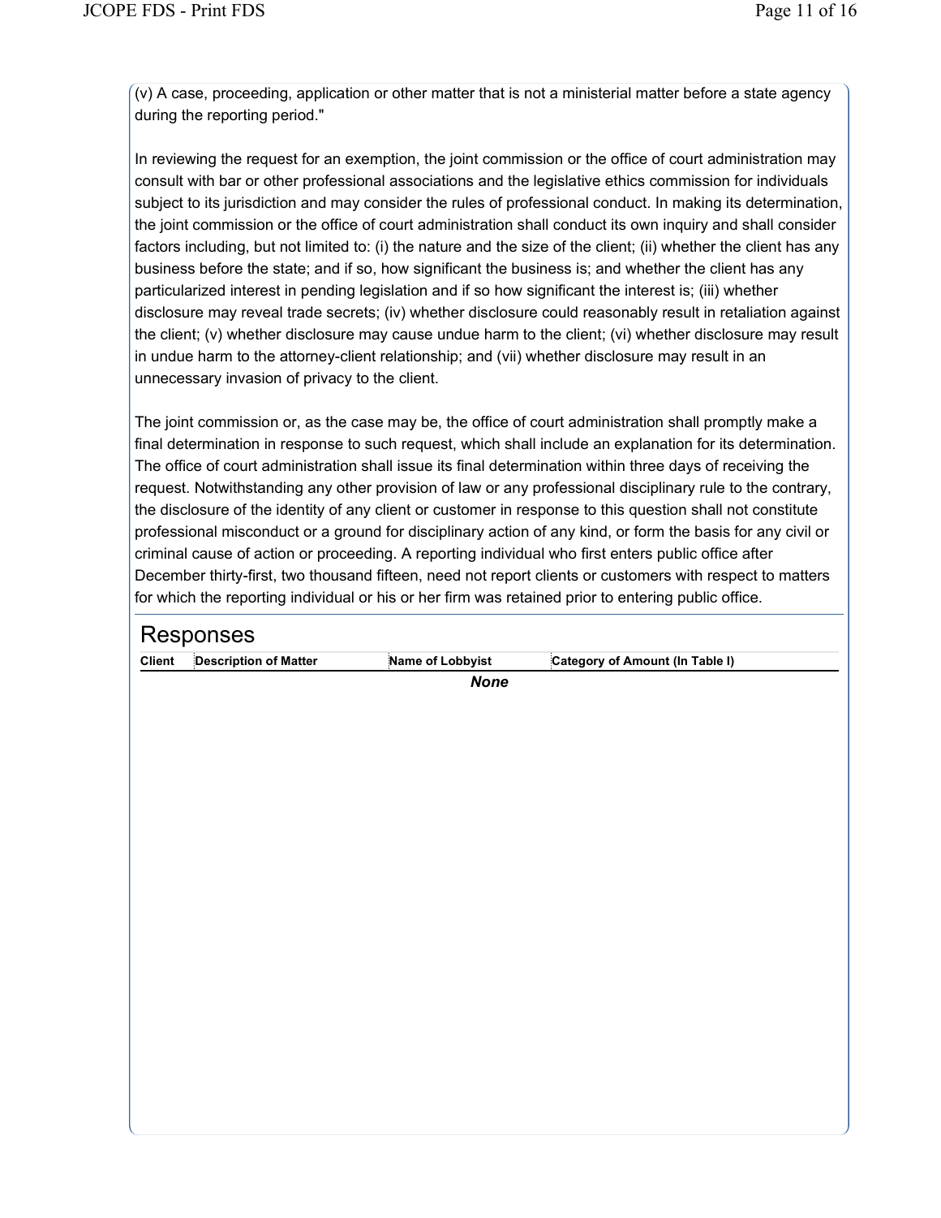(v) A case, proceeding, application or other matter that is not a ministerial matter before a state agency during the reporting period."

In reviewing the request for an exemption, the joint commission or the office of court administration may consult with bar or other professional associations and the legislative ethics commission for individuals subject to its jurisdiction and may consider the rules of professional conduct. In making its determination, the joint commission or the office of court administration shall conduct its own inquiry and shall consider factors including, but not limited to: (i) the nature and the size of the client; (ii) whether the client has any business before the state; and if so, how significant the business is; and whether the client has any particularized interest in pending legislation and if so how significant the interest is; (iii) whether disclosure may reveal trade secrets; (iv) whether disclosure could reasonably result in retaliation against the client; (v) whether disclosure may cause undue harm to the client; (vi) whether disclosure may result in undue harm to the attorney-client relationship; and (vii) whether disclosure may result in an unnecessary invasion of privacy to the client.

The joint commission or, as the case may be, the office of court administration shall promptly make a final determination in response to such request, which shall include an explanation for its determination. The office of court administration shall issue its final determination within three days of receiving the request. Notwithstanding any other provision of law or any professional disciplinary rule to the contrary, the disclosure of the identity of any client or customer in response to this question shall not constitute professional misconduct or a ground for disciplinary action of any kind, or form the basis for any civil or criminal cause of action or proceeding. A reporting individual who first enters public office after December thirty-first, two thousand fifteen, need not report clients or customers with respect to matters for which the reporting individual or his or her firm was retained prior to entering public office.

## Responses

| Client | Description of Matter | Name of Lobbyist | Category of Amount (In Table I) |
|---|---|---|---|
| | | ***None*** | |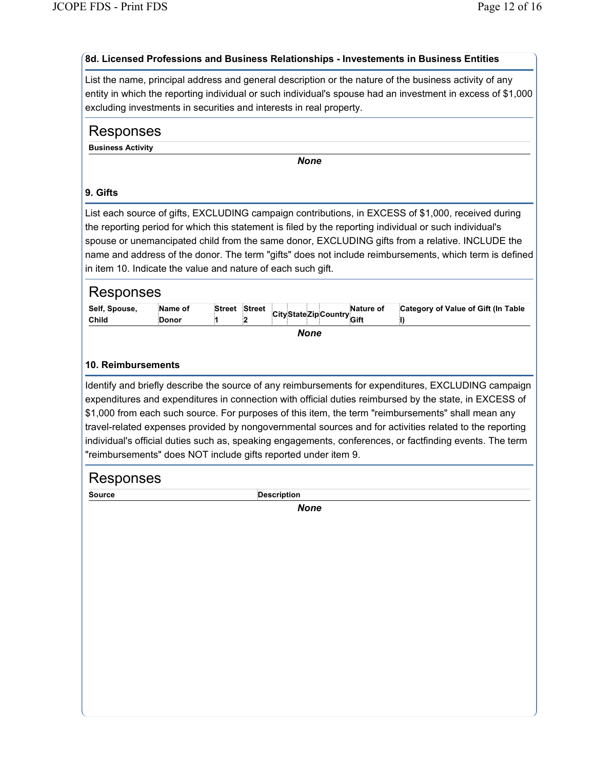### 8d. Licensed Professions and Business Relationships - Investements in Business Entities

List the name, principal address and general description or the nature of the business activity of any entity in which the reporting individual or such individual's spouse had an investment in excess of $1,000 excluding investments in securities and interests in real property.

## Responses

| Business Activity |
|---|
| ***None*** |

### 9. Gifts

List each source of gifts, EXCLUDING campaign contributions, in EXCESS of $1,000, received during the reporting period for which this statement is filed by the reporting individual or such individual's spouse or unemancipated child from the same donor, EXCLUDING gifts from a relative. INCLUDE the name and address of the donor. The term "gifts" does not include reimbursements, which term is defined in item 10. Indicate the value and nature of each such gift.

## Responses

| Self, Spouse, Child | Name of Donor | Street 1 | Street 2 | City | State | Zip | Country | Nature of Gift | Category of Value of Gift (In Table I) |
|---|---|---|---|---|---|---|---|---|---|
| ***None*** | | | | | | | | | |

### 10. Reimbursements

Identify and briefly describe the source of any reimbursements for expenditures, EXCLUDING campaign expenditures and expenditures in connection with official duties reimbursed by the state, in EXCESS of $1,000 from each such source. For purposes of this item, the term "reimbursements" shall mean any travel-related expenses provided by nongovernmental sources and for activities related to the reporting individual's official duties such as, speaking engagements, conferences, or factfinding events. The term "reimbursements" does NOT include gifts reported under item 9.

## Responses

| Source | Description |
|---|---|
| ***None*** | |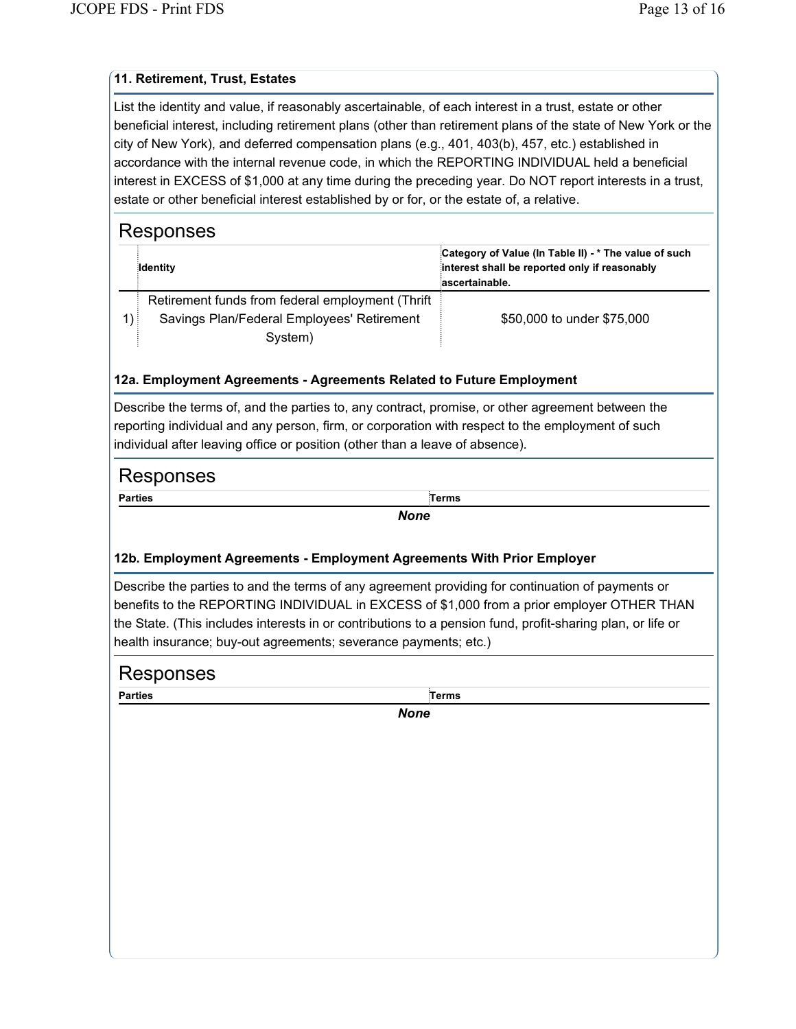### 11. Retirement, Trust, Estates

List the identity and value, if reasonably ascertainable, of each interest in a trust, estate or other beneficial interest, including retirement plans (other than retirement plans of the state of New York or the city of New York), and deferred compensation plans (e.g., 401, 403(b), 457, etc.) established in accordance with the internal revenue code, in which the REPORTING INDIVIDUAL held a beneficial interest in EXCESS of $1,000 at any time during the preceding year. Do NOT report interests in a trust, estate or other beneficial interest established by or for, or the estate of, a relative.

## Responses

| | Identity | Category of Value (In Table II) - * The value of such interest shall be reported only if reasonably ascertainable. |
|---|---|---|
| 1) | Retirement funds from federal employment (Thrift Savings Plan/Federal Employees' Retirement System) | $50,000 to under $75,000 |

### 12a. Employment Agreements - Agreements Related to Future Employment

Describe the terms of, and the parties to, any contract, promise, or other agreement between the reporting individual and any person, firm, or corporation with respect to the employment of such individual after leaving office or position (other than a leave of absence).

## Responses

| Parties | Terms |
|---|---|

***None***

### 12b. Employment Agreements - Employment Agreements With Prior Employer

Describe the parties to and the terms of any agreement providing for continuation of payments or benefits to the REPORTING INDIVIDUAL in EXCESS of $1,000 from a prior employer OTHER THAN the State. (This includes interests in or contributions to a pension fund, profit-sharing plan, or life or health insurance; buy-out agreements; severance payments; etc.)

## Responses

| Parties | Terms |
|---|---|

***None***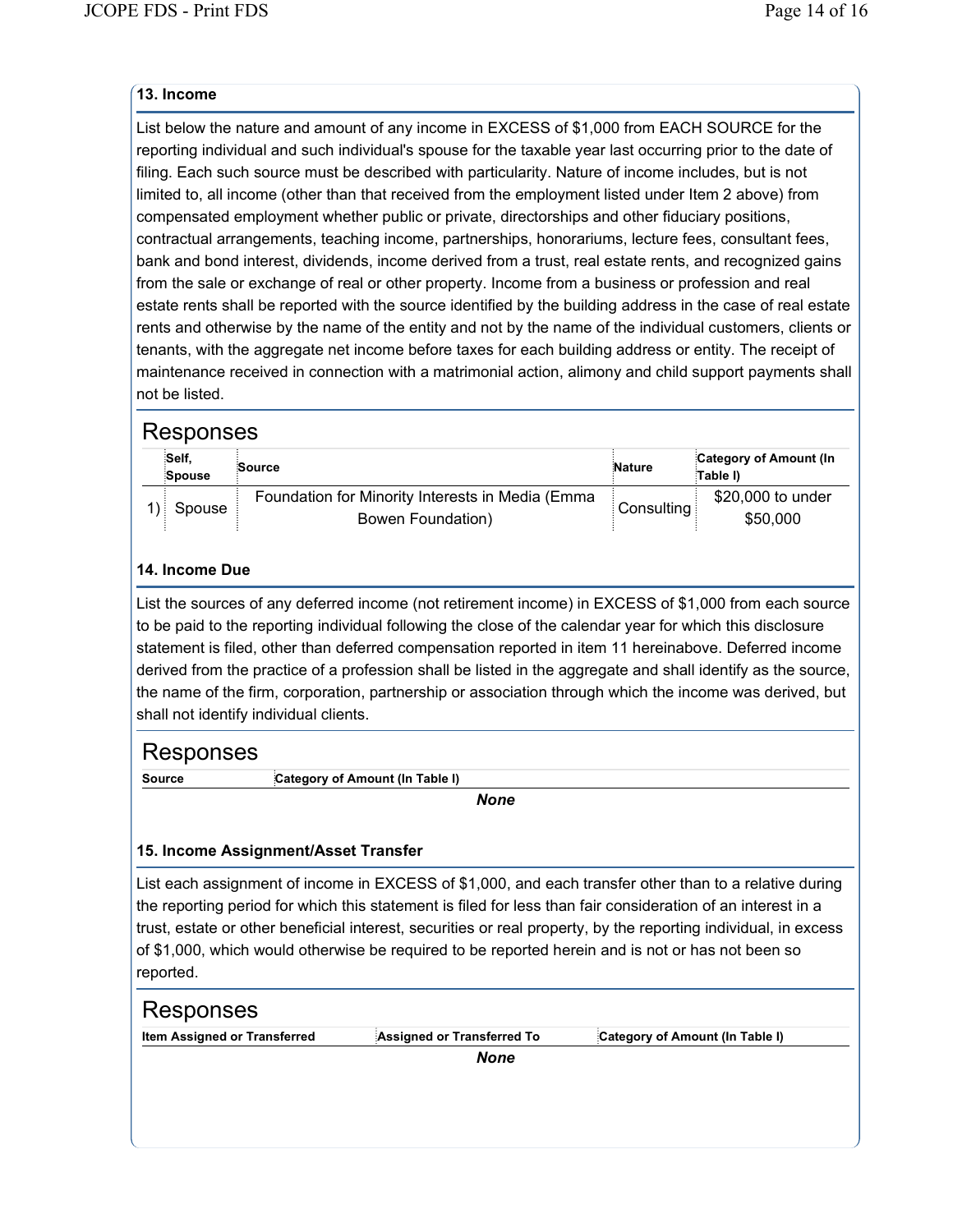### 13. Income

List below the nature and amount of any income in EXCESS of $1,000 from EACH SOURCE for the reporting individual and such individual's spouse for the taxable year last occurring prior to the date of filing. Each such source must be described with particularity. Nature of income includes, but is not limited to, all income (other than that received from the employment listed under Item 2 above) from compensated employment whether public or private, directorships and other fiduciary positions, contractual arrangements, teaching income, partnerships, honorariums, lecture fees, consultant fees, bank and bond interest, dividends, income derived from a trust, real estate rents, and recognized gains from the sale or exchange of real or other property. Income from a business or profession and real estate rents shall be reported with the source identified by the building address in the case of real estate rents and otherwise by the name of the entity and not by the name of the individual customers, clients or tenants, with the aggregate net income before taxes for each building address or entity. The receipt of maintenance received in connection with a matrimonial action, alimony and child support payments shall not be listed.

## Responses

| | Self, Spouse | Source | Nature | Category of Amount (In Table I) |
|---|---|---|---|---|
| 1) | Spouse | Foundation for Minority Interests in Media (Emma Bowen Foundation) | Consulting | $20,000 to under $50,000 |

### 14. Income Due

List the sources of any deferred income (not retirement income) in EXCESS of $1,000 from each source to be paid to the reporting individual following the close of the calendar year for which this disclosure statement is filed, other than deferred compensation reported in item 11 hereinabove. Deferred income derived from the practice of a profession shall be listed in the aggregate and shall identify as the source, the name of the firm, corporation, partnership or association through which the income was derived, but shall not identify individual clients.

## Responses

| Source | Category of Amount (In Table I) |
|---|---|

***None***

### 15. Income Assignment/Asset Transfer

List each assignment of income in EXCESS of $1,000, and each transfer other than to a relative during the reporting period for which this statement is filed for less than fair consideration of an interest in a trust, estate or other beneficial interest, securities or real property, by the reporting individual, in excess of $1,000, which would otherwise be required to be reported herein and is not or has not been so reported.

## Responses

| Item Assigned or Transferred | Assigned or Transferred To | Category of Amount (In Table I) |
|---|---|---|

***None***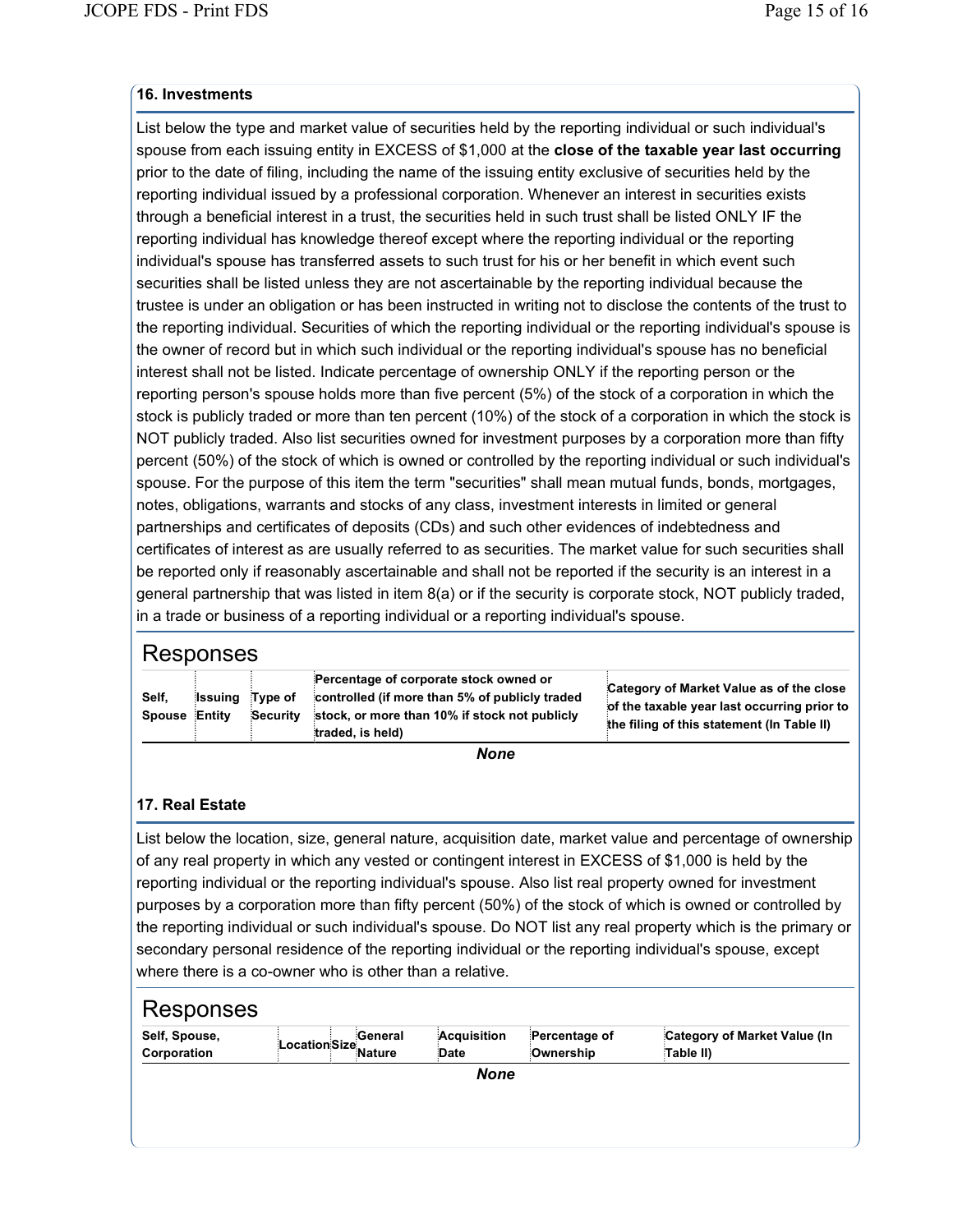### 16. Investments

List below the type and market value of securities held by the reporting individual or such individual's spouse from each issuing entity in EXCESS of $1,000 at the **close of the taxable year last occurring** prior to the date of filing, including the name of the issuing entity exclusive of securities held by the reporting individual issued by a professional corporation. Whenever an interest in securities exists through a beneficial interest in a trust, the securities held in such trust shall be listed ONLY IF the reporting individual has knowledge thereof except where the reporting individual or the reporting individual's spouse has transferred assets to such trust for his or her benefit in which event such securities shall be listed unless they are not ascertainable by the reporting individual because the trustee is under an obligation or has been instructed in writing not to disclose the contents of the trust to the reporting individual. Securities of which the reporting individual or the reporting individual's spouse is the owner of record but in which such individual or the reporting individual's spouse has no beneficial interest shall not be listed. Indicate percentage of ownership ONLY if the reporting person or the reporting person's spouse holds more than five percent (5%) of the stock of a corporation in which the stock is publicly traded or more than ten percent (10%) of the stock of a corporation in which the stock is NOT publicly traded. Also list securities owned for investment purposes by a corporation more than fifty percent (50%) of the stock of which is owned or controlled by the reporting individual or such individual's spouse. For the purpose of this item the term "securities" shall mean mutual funds, bonds, mortgages, notes, obligations, warrants and stocks of any class, investment interests in limited or general partnerships and certificates of deposits (CDs) and such other evidences of indebtedness and certificates of interest as are usually referred to as securities. The market value for such securities shall be reported only if reasonably ascertainable and shall not be reported if the security is an interest in a general partnership that was listed in item 8(a) or if the security is corporate stock, NOT publicly traded, in a trade or business of a reporting individual or a reporting individual's spouse.

## Responses

| Self, Spouse | Issuing Entity | Type of Security | Percentage of corporate stock owned or controlled (if more than 5% of publicly traded stock, or more than 10% if stock not publicly traded, is held) | Category of Market Value as of the close of the taxable year last occurring prior to the filing of this statement (In Table II) |
|---|---|---|---|---|

***None***

### 17. Real Estate

List below the location, size, general nature, acquisition date, market value and percentage of ownership of any real property in which any vested or contingent interest in EXCESS of $1,000 is held by the reporting individual or the reporting individual's spouse. Also list real property owned for investment purposes by a corporation more than fifty percent (50%) of the stock of which is owned or controlled by the reporting individual or such individual's spouse. Do NOT list any real property which is the primary or secondary personal residence of the reporting individual or the reporting individual's spouse, except where there is a co-owner who is other than a relative.

## Responses

| Self, Spouse, Corporation | Location | Size | General Nature | Acquisition Date | Percentage of Ownership | Category of Market Value (In Table II) |
|---|---|---|---|---|---|---|

***None***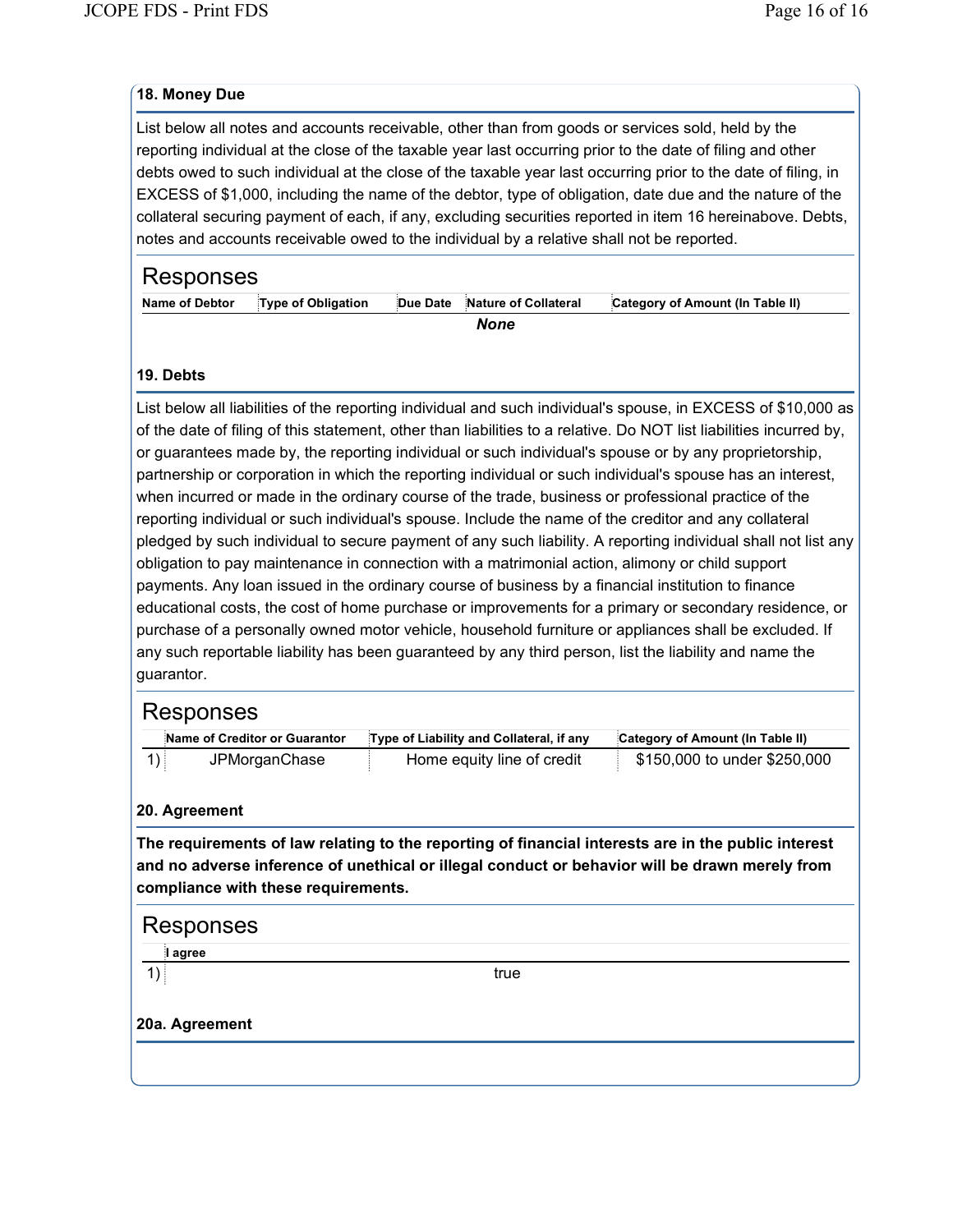### 18. Money Due

List below all notes and accounts receivable, other than from goods or services sold, held by the reporting individual at the close of the taxable year last occurring prior to the date of filing and other debts owed to such individual at the close of the taxable year last occurring prior to the date of filing, in EXCESS of $1,000, including the name of the debtor, type of obligation, date due and the nature of the collateral securing payment of each, if any, excluding securities reported in item 16 hereinabove. Debts, notes and accounts receivable owed to the individual by a relative shall not be reported.

## Responses

| Name of Debtor | Type of Obligation | Due Date | Nature of Collateral | Category of Amount (In Table II) |
|---|---|---|---|---|

*None*

### 19. Debts

List below all liabilities of the reporting individual and such individual's spouse, in EXCESS of $10,000 as of the date of filing of this statement, other than liabilities to a relative. Do NOT list liabilities incurred by, or guarantees made by, the reporting individual or such individual's spouse or by any proprietorship, partnership or corporation in which the reporting individual or such individual's spouse has an interest, when incurred or made in the ordinary course of the trade, business or professional practice of the reporting individual or such individual's spouse. Include the name of the creditor and any collateral pledged by such individual to secure payment of any such liability. A reporting individual shall not list any obligation to pay maintenance in connection with a matrimonial action, alimony or child support payments. Any loan issued in the ordinary course of business by a financial institution to finance educational costs, the cost of home purchase or improvements for a primary or secondary residence, or purchase of a personally owned motor vehicle, household furniture or appliances shall be excluded. If any such reportable liability has been guaranteed by any third person, list the liability and name the guarantor.

## Responses

| | Name of Creditor or Guarantor | Type of Liability and Collateral, if any | Category of Amount (In Table II) |
|---|---|---|---|
| 1) | JPMorganChase | Home equity line of credit | $150,000 to under $250,000 |

### 20. Agreement

**The requirements of law relating to the reporting of financial interests are in the public interest and no adverse inference of unethical or illegal conduct or behavior will be drawn merely from compliance with these requirements.**

## Responses

| | I agree |
|---|---|
| 1) | true |

### 20a. Agreement